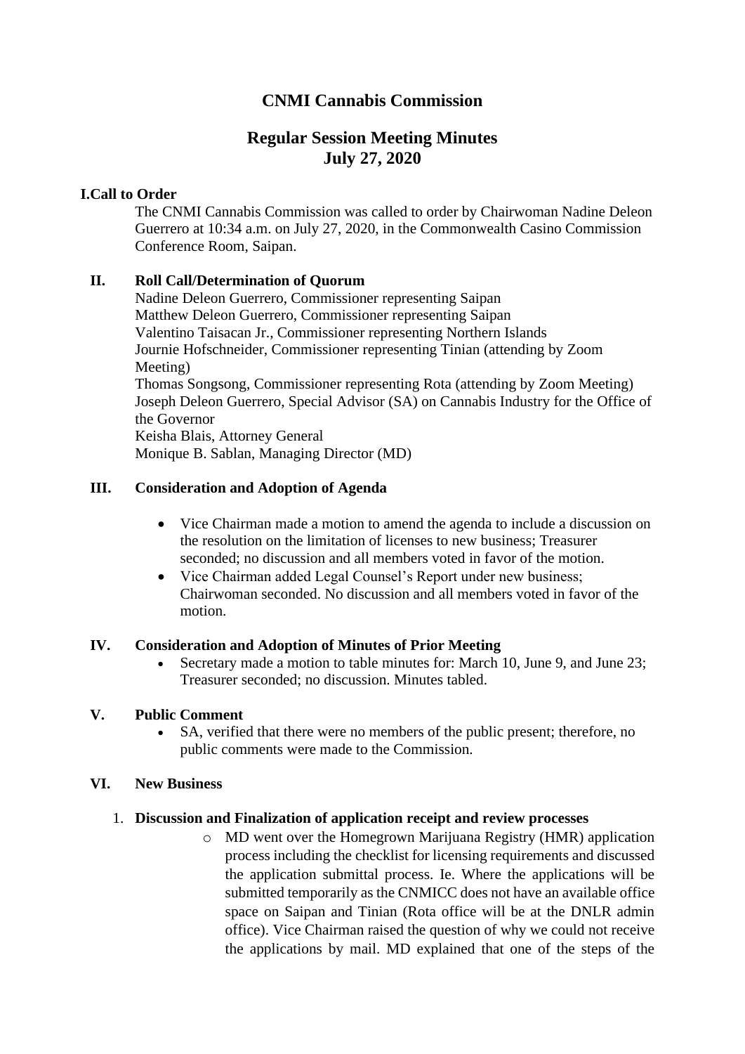# CNMI Cannabis Commission

## Regular Session Meeting Minutes
## July 27, 2020

### I. Call to Order

The CNMI Cannabis Commission was called to order by Chairwoman Nadine Deleon Guerrero at 10:34 a.m. on July 27, 2020, in the Commonwealth Casino Commission Conference Room, Saipan.

### II. Roll Call/Determination of Quorum

Nadine Deleon Guerrero, Commissioner representing Saipan
Matthew Deleon Guerrero, Commissioner representing Saipan
Valentino Taisacan Jr., Commissioner representing Northern Islands
Journie Hofschneider, Commissioner representing Tinian (attending by Zoom Meeting)
Thomas Songsong, Commissioner representing Rota (attending by Zoom Meeting)
Joseph Deleon Guerrero, Special Advisor (SA) on Cannabis Industry for the Office of the Governor
Keisha Blais, Attorney General
Monique B. Sablan, Managing Director (MD)

### III. Consideration and Adoption of Agenda

- Vice Chairman made a motion to amend the agenda to include a discussion on the resolution on the limitation of licenses to new business; Treasurer seconded; no discussion and all members voted in favor of the motion.
- Vice Chairman added Legal Counsel's Report under new business; Chairwoman seconded. No discussion and all members voted in favor of the motion.

### IV. Consideration and Adoption of Minutes of Prior Meeting

- Secretary made a motion to table minutes for: March 10, June 9, and June 23; Treasurer seconded; no discussion. Minutes tabled.

### V. Public Comment

- SA, verified that there were no members of the public present; therefore, no public comments were made to the Commission.

### VI. New Business

1. **Discussion and Finalization of application receipt and review processes**
   - MD went over the Homegrown Marijuana Registry (HMR) application process including the checklist for licensing requirements and discussed the application submittal process. Ie. Where the applications will be submitted temporarily as the CNMICC does not have an available office space on Saipan and Tinian (Rota office will be at the DNLR admin office). Vice Chairman raised the question of why we could not receive the applications by mail. MD explained that one of the steps of the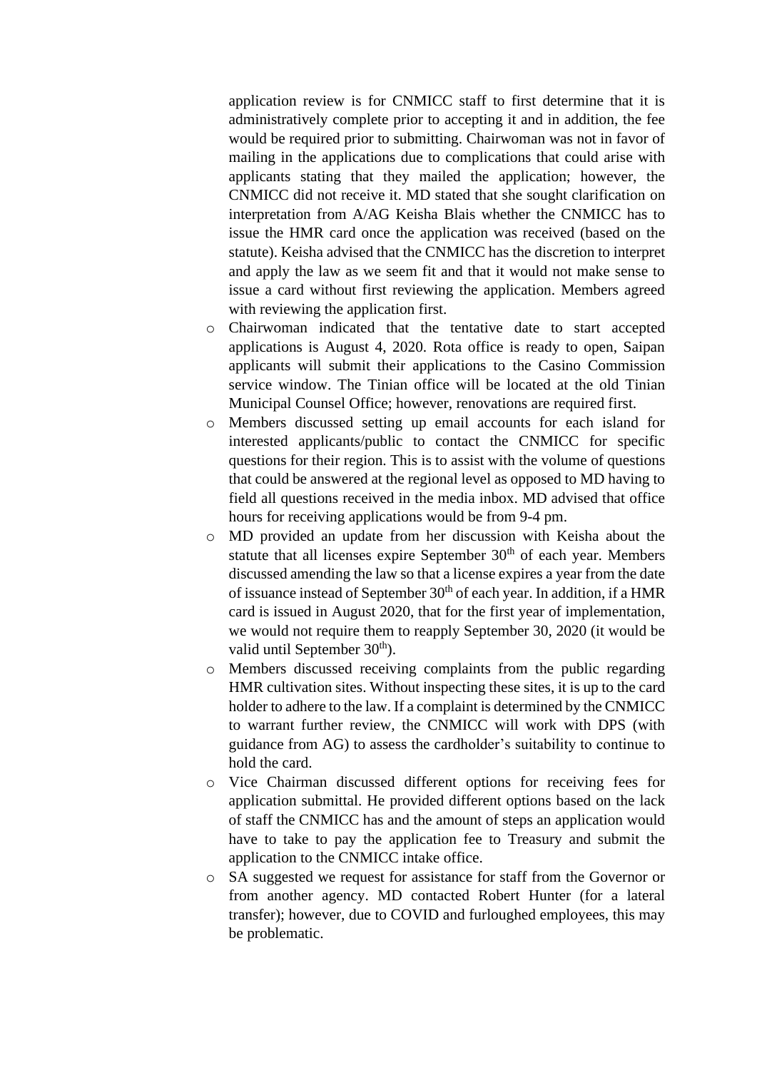application review is for CNMICC staff to first determine that it is administratively complete prior to accepting it and in addition, the fee would be required prior to submitting. Chairwoman was not in favor of mailing in the applications due to complications that could arise with applicants stating that they mailed the application; however, the CNMICC did not receive it. MD stated that she sought clarification on interpretation from A/AG Keisha Blais whether the CNMICC has to issue the HMR card once the application was received (based on the statute). Keisha advised that the CNMICC has the discretion to interpret and apply the law as we seem fit and that it would not make sense to issue a card without first reviewing the application. Members agreed with reviewing the application first.

- Chairwoman indicated that the tentative date to start accepted applications is August 4, 2020. Rota office is ready to open, Saipan applicants will submit their applications to the Casino Commission service window. The Tinian office will be located at the old Tinian Municipal Counsel Office; however, renovations are required first.
- Members discussed setting up email accounts for each island for interested applicants/public to contact the CNMICC for specific questions for their region. This is to assist with the volume of questions that could be answered at the regional level as opposed to MD having to field all questions received in the media inbox. MD advised that office hours for receiving applications would be from 9-4 pm.
- MD provided an update from her discussion with Keisha about the statute that all licenses expire September 30th of each year. Members discussed amending the law so that a license expires a year from the date of issuance instead of September 30th of each year. In addition, if a HMR card is issued in August 2020, that for the first year of implementation, we would not require them to reapply September 30, 2020 (it would be valid until September 30th).
- Members discussed receiving complaints from the public regarding HMR cultivation sites. Without inspecting these sites, it is up to the card holder to adhere to the law. If a complaint is determined by the CNMICC to warrant further review, the CNMICC will work with DPS (with guidance from AG) to assess the cardholder's suitability to continue to hold the card.
- Vice Chairman discussed different options for receiving fees for application submittal. He provided different options based on the lack of staff the CNMICC has and the amount of steps an application would have to take to pay the application fee to Treasury and submit the application to the CNMICC intake office.
- SA suggested we request for assistance for staff from the Governor or from another agency. MD contacted Robert Hunter (for a lateral transfer); however, due to COVID and furloughed employees, this may be problematic.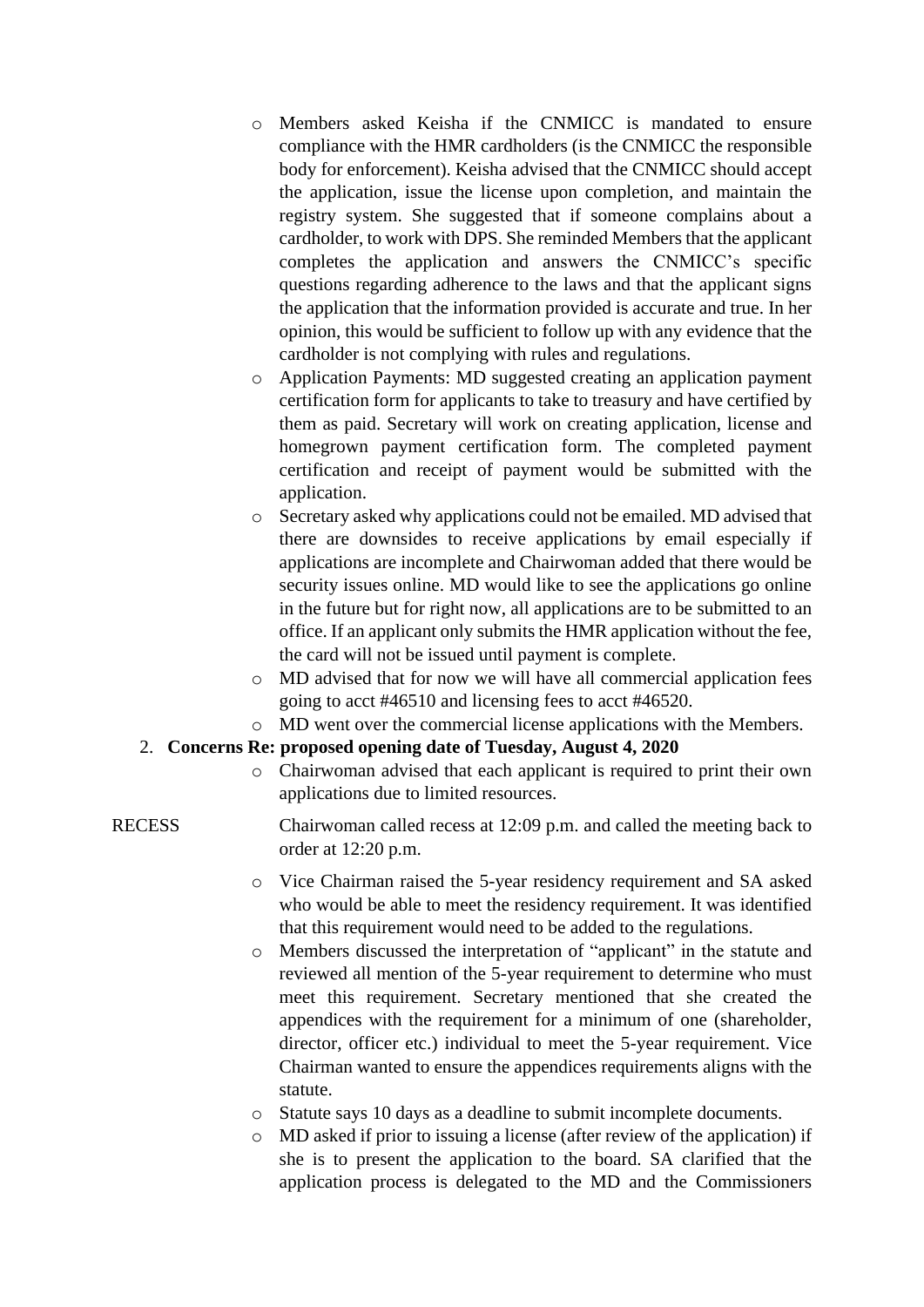- Members asked Keisha if the CNMICC is mandated to ensure compliance with the HMR cardholders (is the CNMICC the responsible body for enforcement). Keisha advised that the CNMICC should accept the application, issue the license upon completion, and maintain the registry system. She suggested that if someone complains about a cardholder, to work with DPS. She reminded Members that the applicant completes the application and answers the CNMICC's specific questions regarding adherence to the laws and that the applicant signs the application that the information provided is accurate and true. In her opinion, this would be sufficient to follow up with any evidence that the cardholder is not complying with rules and regulations.
- Application Payments: MD suggested creating an application payment certification form for applicants to take to treasury and have certified by them as paid. Secretary will work on creating application, license and homegrown payment certification form. The completed payment certification and receipt of payment would be submitted with the application.
- Secretary asked why applications could not be emailed. MD advised that there are downsides to receive applications by email especially if applications are incomplete and Chairwoman added that there would be security issues online. MD would like to see the applications go online in the future but for right now, all applications are to be submitted to an office. If an applicant only submits the HMR application without the fee, the card will not be issued until payment is complete.
- MD advised that for now we will have all commercial application fees going to acct #46510 and licensing fees to acct #46520.
- MD went over the commercial license applications with the Members.

2. **Concerns Re: proposed opening date of Tuesday, August 4, 2020**
   - Chairwoman advised that each applicant is required to print their own applications due to limited resources.

RECESS — Chairwoman called recess at 12:09 p.m. and called the meeting back to order at 12:20 p.m.

- Vice Chairman raised the 5-year residency requirement and SA asked who would be able to meet the residency requirement. It was identified that this requirement would need to be added to the regulations.
- Members discussed the interpretation of "applicant" in the statute and reviewed all mention of the 5-year requirement to determine who must meet this requirement. Secretary mentioned that she created the appendices with the requirement for a minimum of one (shareholder, director, officer etc.) individual to meet the 5-year requirement. Vice Chairman wanted to ensure the appendices requirements aligns with the statute.
- Statute says 10 days as a deadline to submit incomplete documents.
- MD asked if prior to issuing a license (after review of the application) if she is to present the application to the board. SA clarified that the application process is delegated to the MD and the Commissioners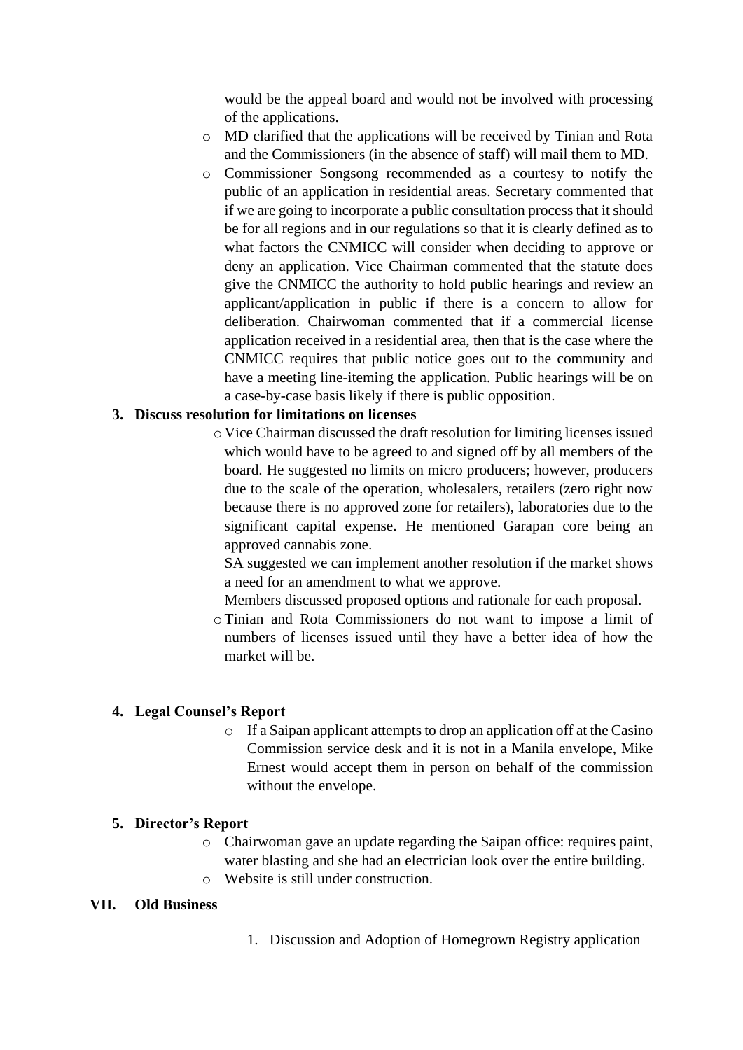would be the appeal board and would not be involved with processing of the applications.

- MD clarified that the applications will be received by Tinian and Rota and the Commissioners (in the absence of staff) will mail them to MD.
- Commissioner Songsong recommended as a courtesy to notify the public of an application in residential areas. Secretary commented that if we are going to incorporate a public consultation process that it should be for all regions and in our regulations so that it is clearly defined as to what factors the CNMICC will consider when deciding to approve or deny an application. Vice Chairman commented that the statute does give the CNMICC the authority to hold public hearings and review an applicant/application in public if there is a concern to allow for deliberation. Chairwoman commented that if a commercial license application received in a residential area, then that is the case where the CNMICC requires that public notice goes out to the community and have a meeting line-iteming the application. Public hearings will be on a case-by-case basis likely if there is public opposition.

**3. Discuss resolution for limitations on licenses**

- Vice Chairman discussed the draft resolution for limiting licenses issued which would have to be agreed to and signed off by all members of the board. He suggested no limits on micro producers; however, producers due to the scale of the operation, wholesalers, retailers (zero right now because there is no approved zone for retailers), laboratories due to the significant capital expense. He mentioned Garapan core being an approved cannabis zone.

  SA suggested we can implement another resolution if the market shows a need for an amendment to what we approve.

  Members discussed proposed options and rationale for each proposal.
- Tinian and Rota Commissioners do not want to impose a limit of numbers of licenses issued until they have a better idea of how the market will be.

**4. Legal Counsel's Report**

- If a Saipan applicant attempts to drop an application off at the Casino Commission service desk and it is not in a Manila envelope, Mike Ernest would accept them in person on behalf of the commission without the envelope.

**5. Director's Report**

- Chairwoman gave an update regarding the Saipan office: requires paint, water blasting and she had an electrician look over the entire building.
- Website is still under construction.

**VII. Old Business**

1. Discussion and Adoption of Homegrown Registry application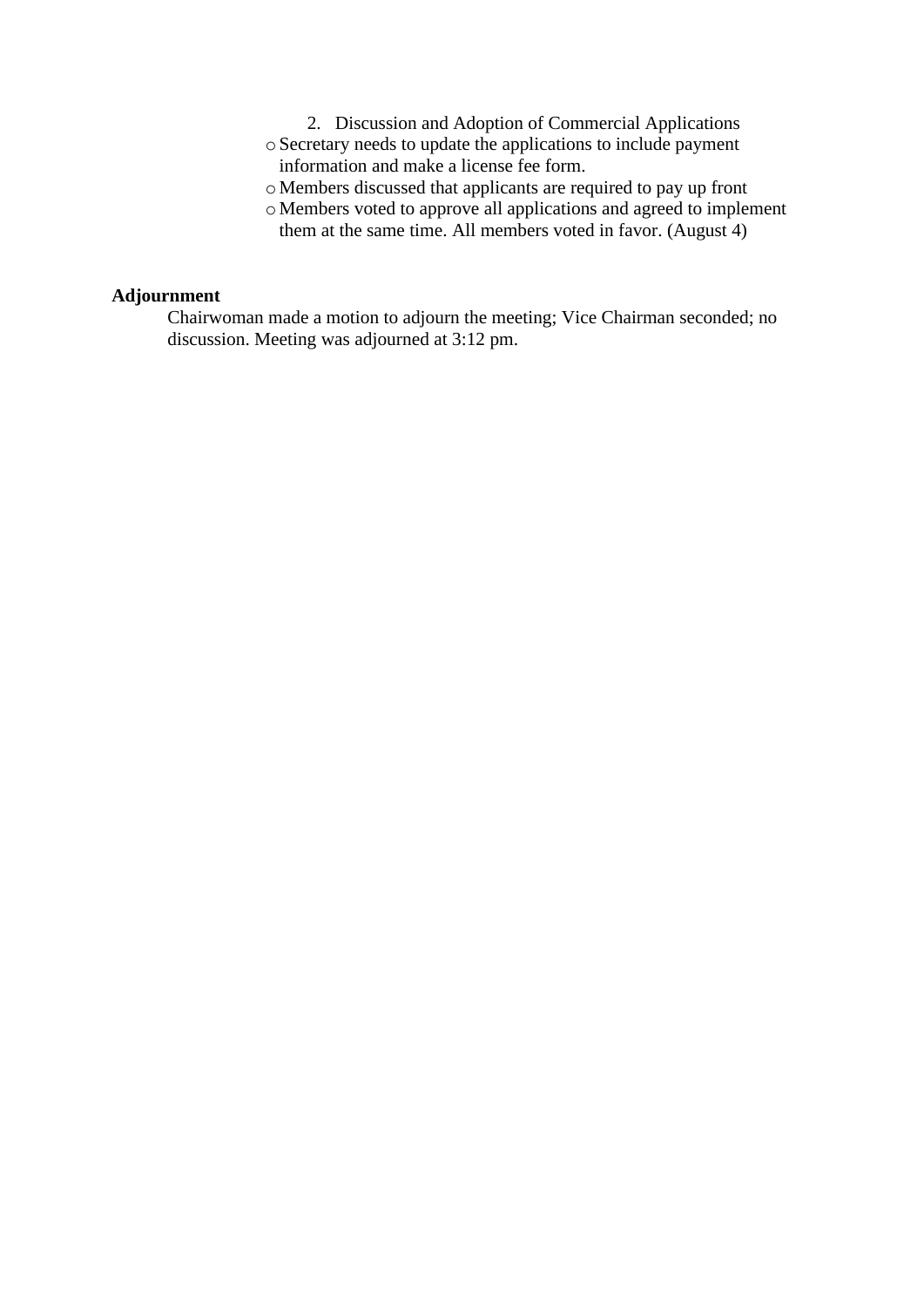2. Discussion and Adoption of Commercial Applications
   - Secretary needs to update the applications to include payment information and make a license fee form.
   - Members discussed that applicants are required to pay up front
   - Members voted to approve all applications and agreed to implement them at the same time. All members voted in favor. (August 4)

**Adjournment**

Chairwoman made a motion to adjourn the meeting; Vice Chairman seconded; no discussion. Meeting was adjourned at 3:12 pm.